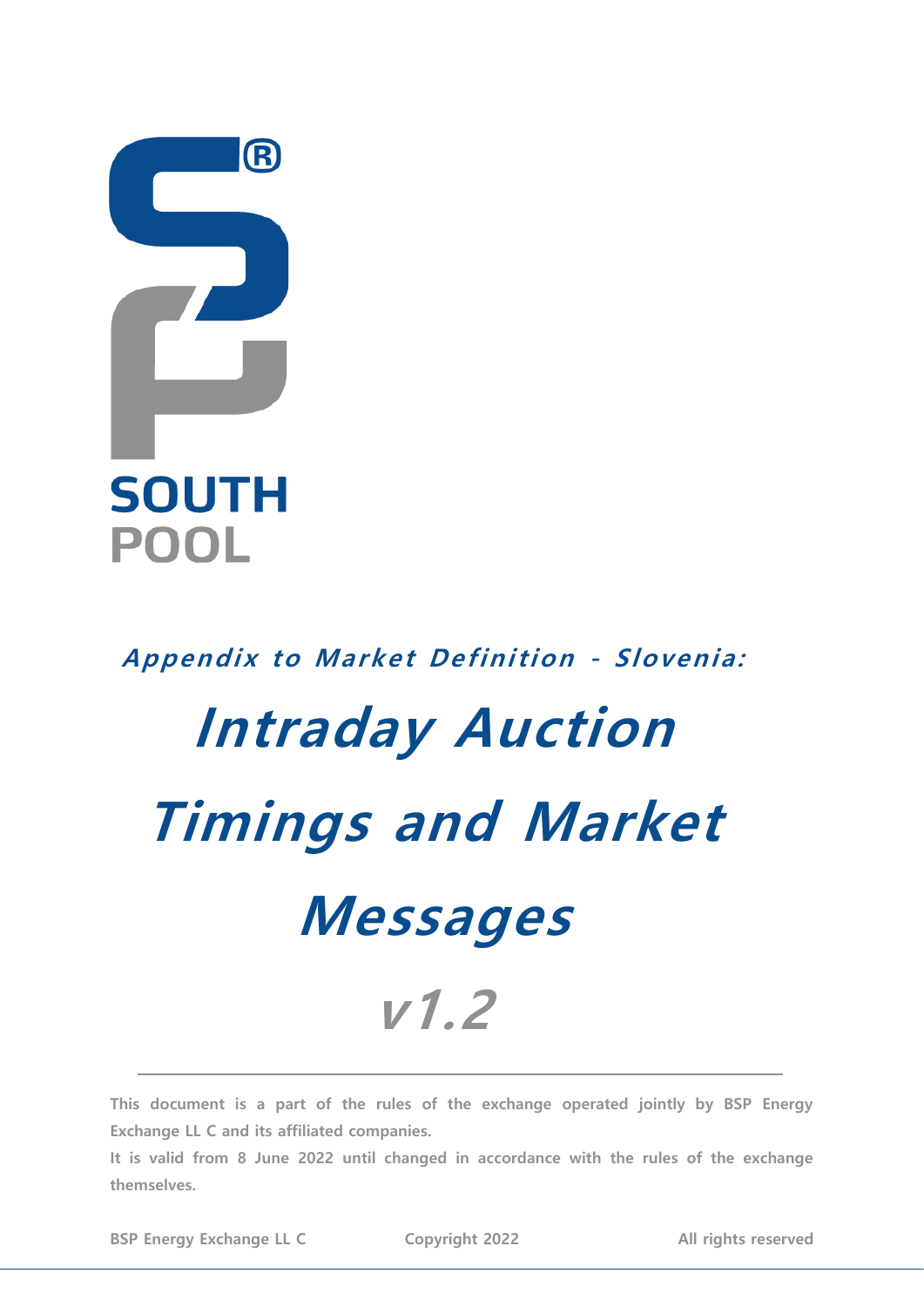SOUTH POOL

***Appendix to Market Definition - Slovenia:***

# *Intraday Auction Timings and Market Messages*

## *v1.2*

---

**This document is a part of the rules of the exchange operated jointly by BSP Energy Exchange LL C and its affiliated companies.**

**It is valid from 8 June 2022 until changed in accordance with the rules of the exchange themselves.**

**BSP Energy Exchange LL C** **Copyright 2022** **All rights reserved**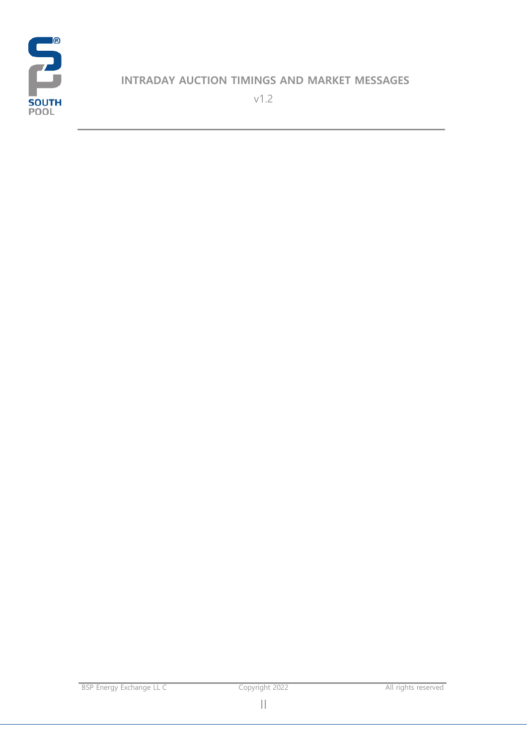# INTRADAY AUCTION TIMINGS AND MARKET MESSAGES

v1.2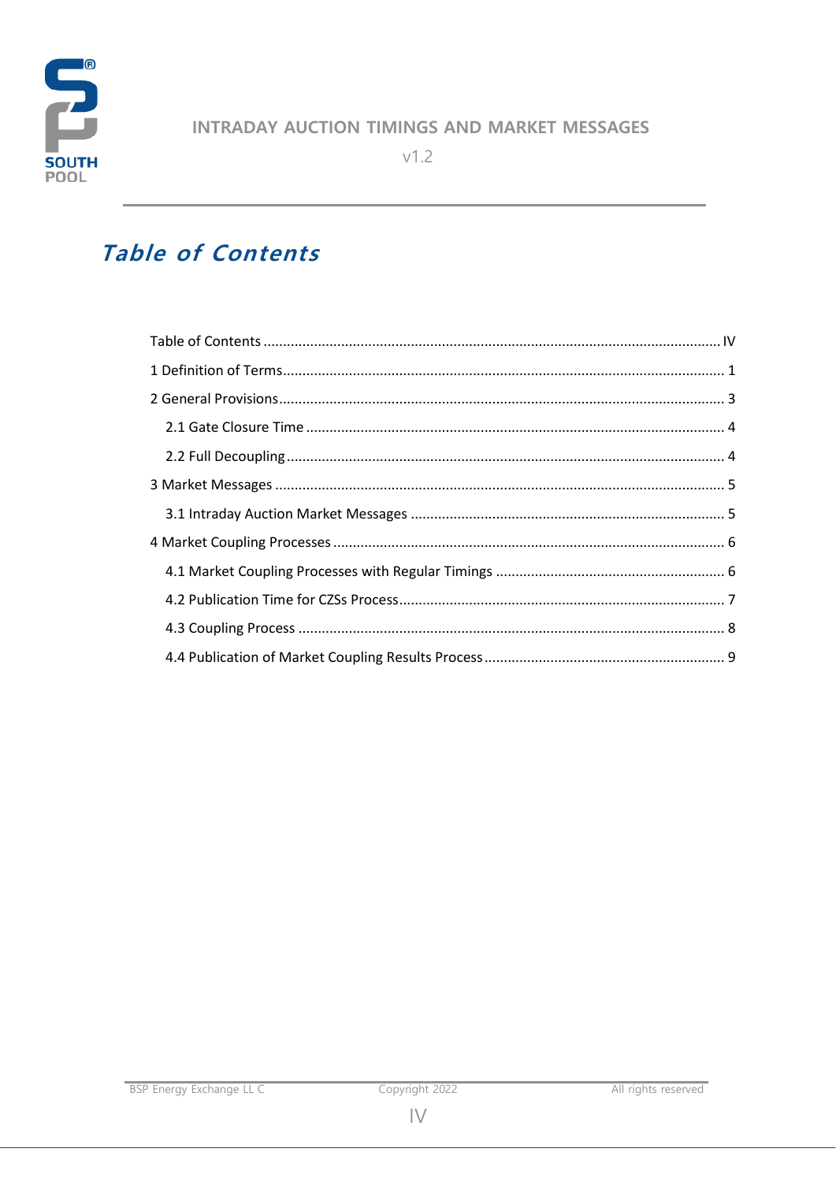# Table of Contents

Table of Contents .................................................................................................................... IV

1 Definition of Terms.................................................................................................................. 1

2 General Provisions.................................................................................................................. 3

- 2.1 Gate Closure Time ........................................................................................................... 4
- 2.2 Full Decoupling ................................................................................................................ 4

3 Market Messages .................................................................................................................... 5

- 3.1 Intraday Auction Market Messages ................................................................................. 5

4 Market Coupling Processes .................................................................................................... 6

- 4.1 Market Coupling Processes with Regular Timings ........................................................... 6
- 4.2 Publication Time for CZSs Process.................................................................................... 7
- 4.3 Coupling Process ............................................................................................................. 8
- 4.4 Publication of Market Coupling Results Process .............................................................. 9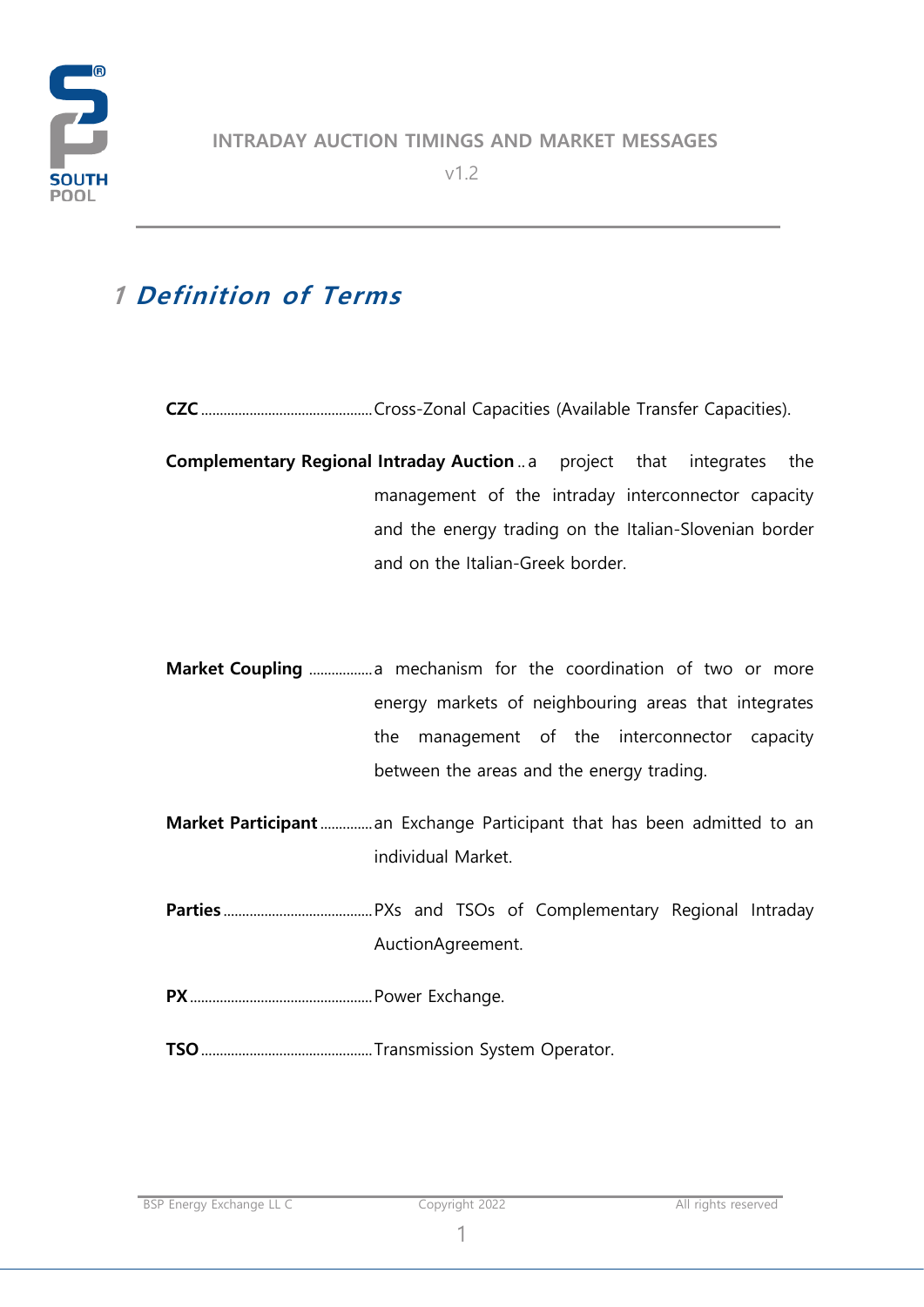# 1 Definition of Terms

**CZC** ............................................. Cross-Zonal Capacities (Available Transfer Capacities).

**Complementary Regional Intraday Auction** .. a project that integrates the management of the intraday interconnector capacity and the energy trading on the Italian-Slovenian border and on the Italian-Greek border.

**Market Coupling** ................. a mechanism for the coordination of two or more energy markets of neighbouring areas that integrates the management of the interconnector capacity between the areas and the energy trading.

**Market Participant** ............. an Exchange Participant that has been admitted to an individual Market.

**Parties** ........................................ PXs and TSOs of Complementary Regional Intraday AuctionAgreement.

**PX** ................................................. Power Exchange.

**TSO** .............................................. Transmission System Operator.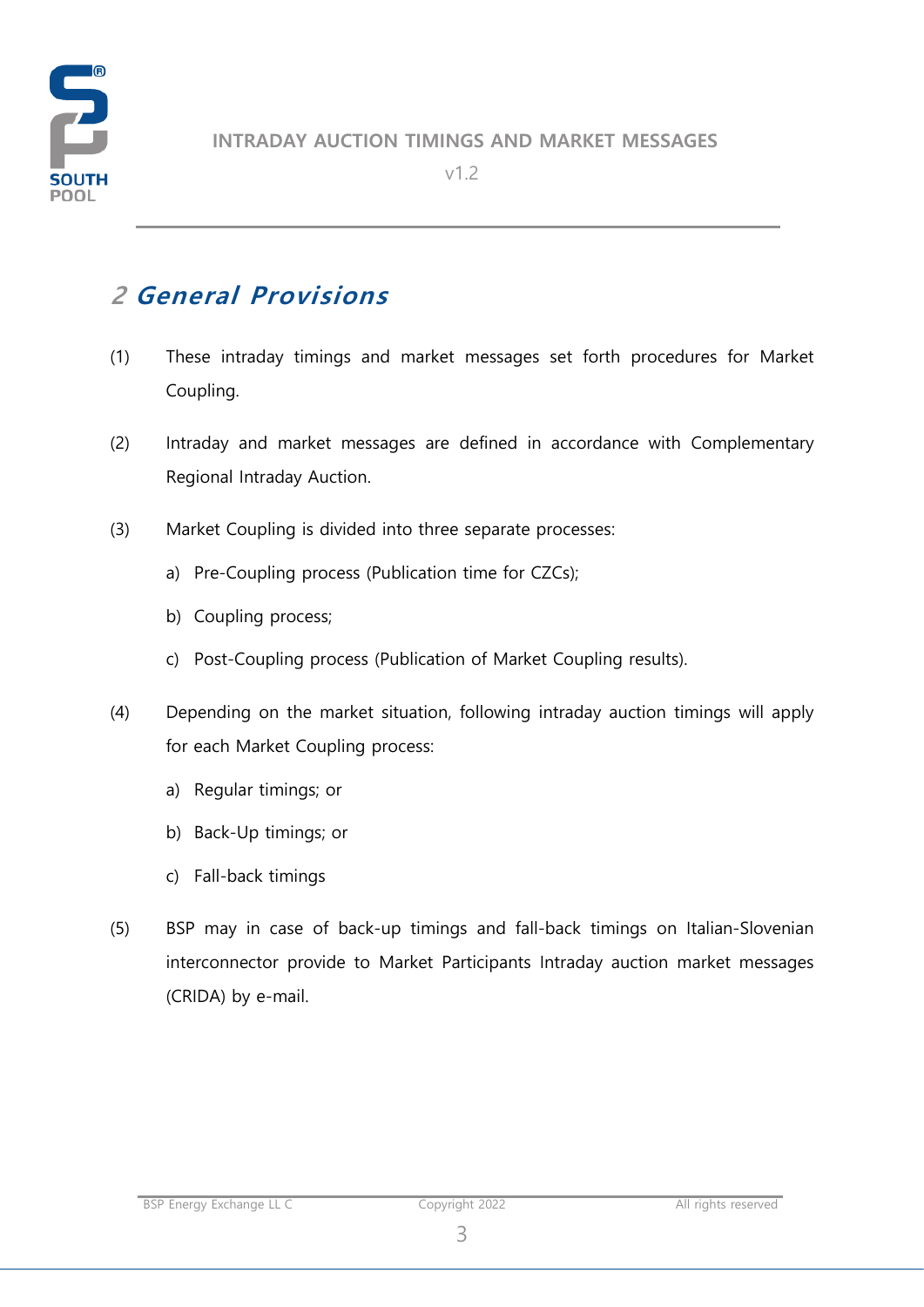## 2 General Provisions

(1) These intraday timings and market messages set forth procedures for Market Coupling.

(2) Intraday and market messages are defined in accordance with Complementary Regional Intraday Auction.

(3) Market Coupling is divided into three separate processes:

a) Pre-Coupling process (Publication time for CZCs);

b) Coupling process;

c) Post-Coupling process (Publication of Market Coupling results).

(4) Depending on the market situation, following intraday auction timings will apply for each Market Coupling process:

a) Regular timings; or

b) Back-Up timings; or

c) Fall-back timings

(5) BSP may in case of back-up timings and fall-back timings on Italian-Slovenian interconnector provide to Market Participants Intraday auction market messages (CRIDA) by e-mail.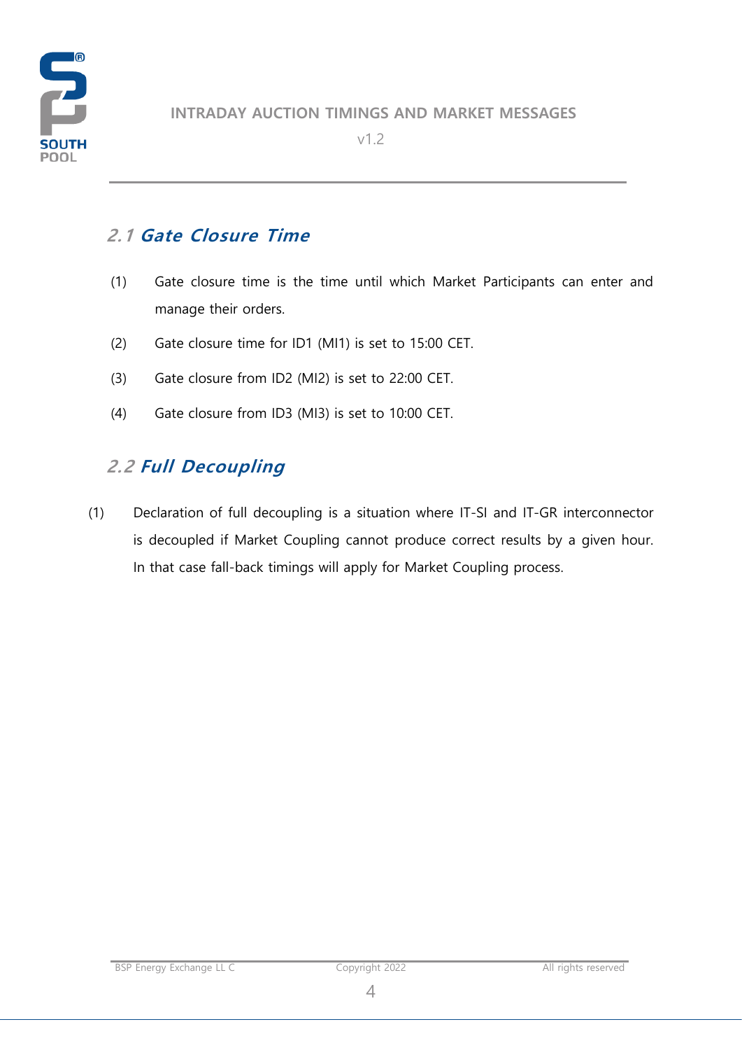## 2.1 Gate Closure Time

(1) Gate closure time is the time until which Market Participants can enter and manage their orders.

(2) Gate closure time for ID1 (MI1) is set to 15:00 CET.

(3) Gate closure from ID2 (MI2) is set to 22:00 CET.

(4) Gate closure from ID3 (MI3) is set to 10:00 CET.

## 2.2 Full Decoupling

(1) Declaration of full decoupling is a situation where IT-SI and IT-GR interconnector is decoupled if Market Coupling cannot produce correct results by a given hour. In that case fall-back timings will apply for Market Coupling process.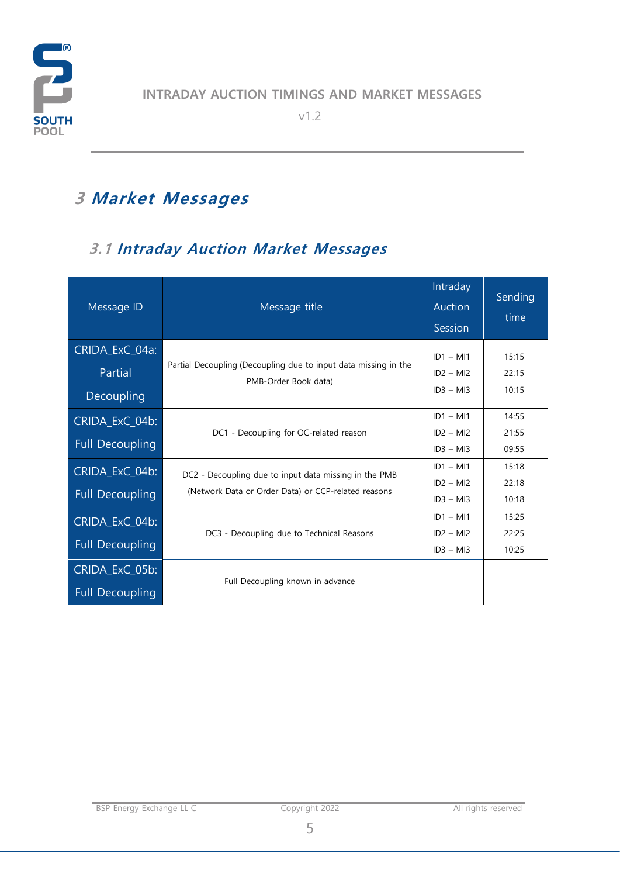# 3 Market Messages

## 3.1 Intraday Auction Market Messages

| Message ID | Message title | Intraday Auction Session | Sending time |
|---|---|---|---|
| CRIDA_ExC_04a: Partial Decoupling | Partial Decoupling (Decoupling due to input data missing in the PMB-Order Book data) | ID1 – MI1<br>ID2 – MI2<br>ID3 – MI3 | 15:15<br>22:15<br>10:15 |
| CRIDA_ExC_04b: Full Decoupling | DC1 - Decoupling for OC-related reason | ID1 – MI1<br>ID2 – MI2<br>ID3 – MI3 | 14:55<br>21:55<br>09:55 |
| CRIDA_ExC_04b: Full Decoupling | DC2 - Decoupling due to input data missing in the PMB (Network Data or Order Data) or CCP-related reasons | ID1 – MI1<br>ID2 – MI2<br>ID3 – MI3 | 15:18<br>22:18<br>10:18 |
| CRIDA_ExC_04b: Full Decoupling | DC3 - Decoupling due to Technical Reasons | ID1 – MI1<br>ID2 – MI2<br>ID3 – MI3 | 15:25<br>22:25<br>10:25 |
| CRIDA_ExC_05b: Full Decoupling | Full Decoupling known in advance | | |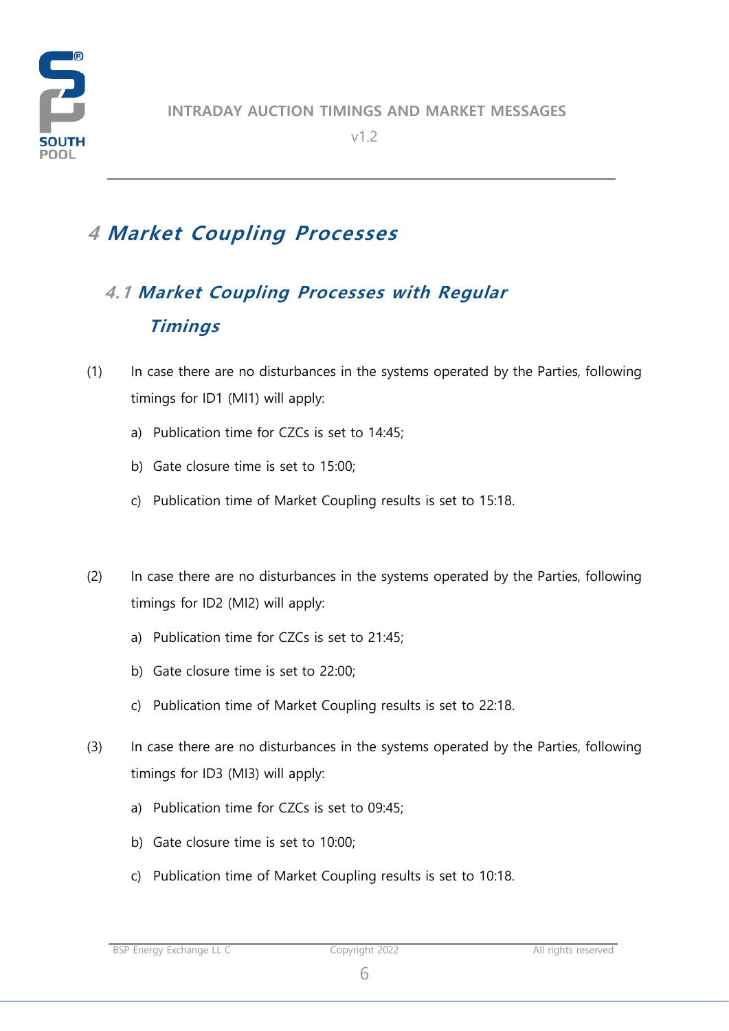# 4 Market Coupling Processes

## 4.1 Market Coupling Processes with Regular Timings

(1) In case there are no disturbances in the systems operated by the Parties, following timings for ID1 (MI1) will apply:

a) Publication time for CZCs is set to 14:45;

b) Gate closure time is set to 15:00;

c) Publication time of Market Coupling results is set to 15:18.

(2) In case there are no disturbances in the systems operated by the Parties, following timings for ID2 (MI2) will apply:

a) Publication time for CZCs is set to 21:45;

b) Gate closure time is set to 22:00;

c) Publication time of Market Coupling results is set to 22:18.

(3) In case there are no disturbances in the systems operated by the Parties, following timings for ID3 (MI3) will apply:

a) Publication time for CZCs is set to 09:45;

b) Gate closure time is set to 10:00;

c) Publication time of Market Coupling results is set to 10:18.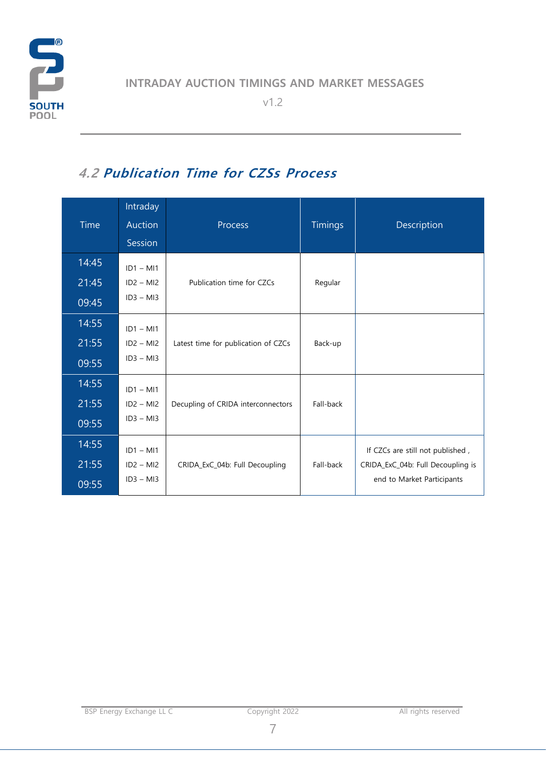## 4.2 Publication Time for CZSs Process

| Time | Intraday Auction Session | Process | Timings | Description |
|---|---|---|---|---|
| 14:45<br>21:45<br>09:45 | ID1 – MI1<br>ID2 – MI2<br>ID3 – MI3 | Publication time for CZCs | Regular | |
| 14:55<br>21:55<br>09:55 | ID1 – MI1<br>ID2 – MI2<br>ID3 – MI3 | Latest time for publication of CZCs | Back-up | |
| 14:55<br>21:55<br>09:55 | ID1 – MI1<br>ID2 – MI2<br>ID3 – MI3 | Decupling of CRIDA interconnectors | Fall-back | |
| 14:55<br>21:55<br>09:55 | ID1 – MI1<br>ID2 – MI2<br>ID3 – MI3 | CRIDA_ExC_04b: Full Decoupling | Fall-back | If CZCs are still not published , CRIDA_ExC_04b: Full Decoupling is end to Market Participants |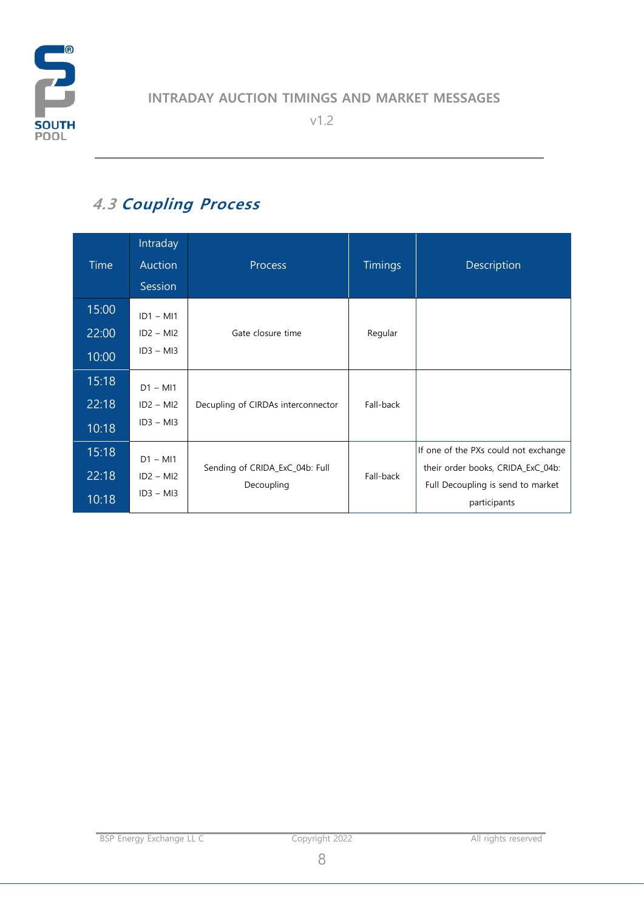## 4.3 Coupling Process

| Time | Intraday Auction Session | Process | Timings | Description |
|---|---|---|---|---|
| 15:00<br>22:00<br>10:00 | ID1 – MI1<br>ID2 – MI2<br>ID3 – MI3 | Gate closure time | Regular | |
| 15:18<br>22:18<br>10:18 | D1 – MI1<br>ID2 – MI2<br>ID3 – MI3 | Decupling of CIRDAs interconnector | Fall-back | |
| 15:18<br>22:18<br>10:18 | D1 – MI1<br>ID2 – MI2<br>ID3 – MI3 | Sending of CRIDA_ExC_04b: Full Decoupling | Fall-back | If one of the PXs could not exchange their order books, CRIDA_ExC_04b: Full Decoupling is send to market participants |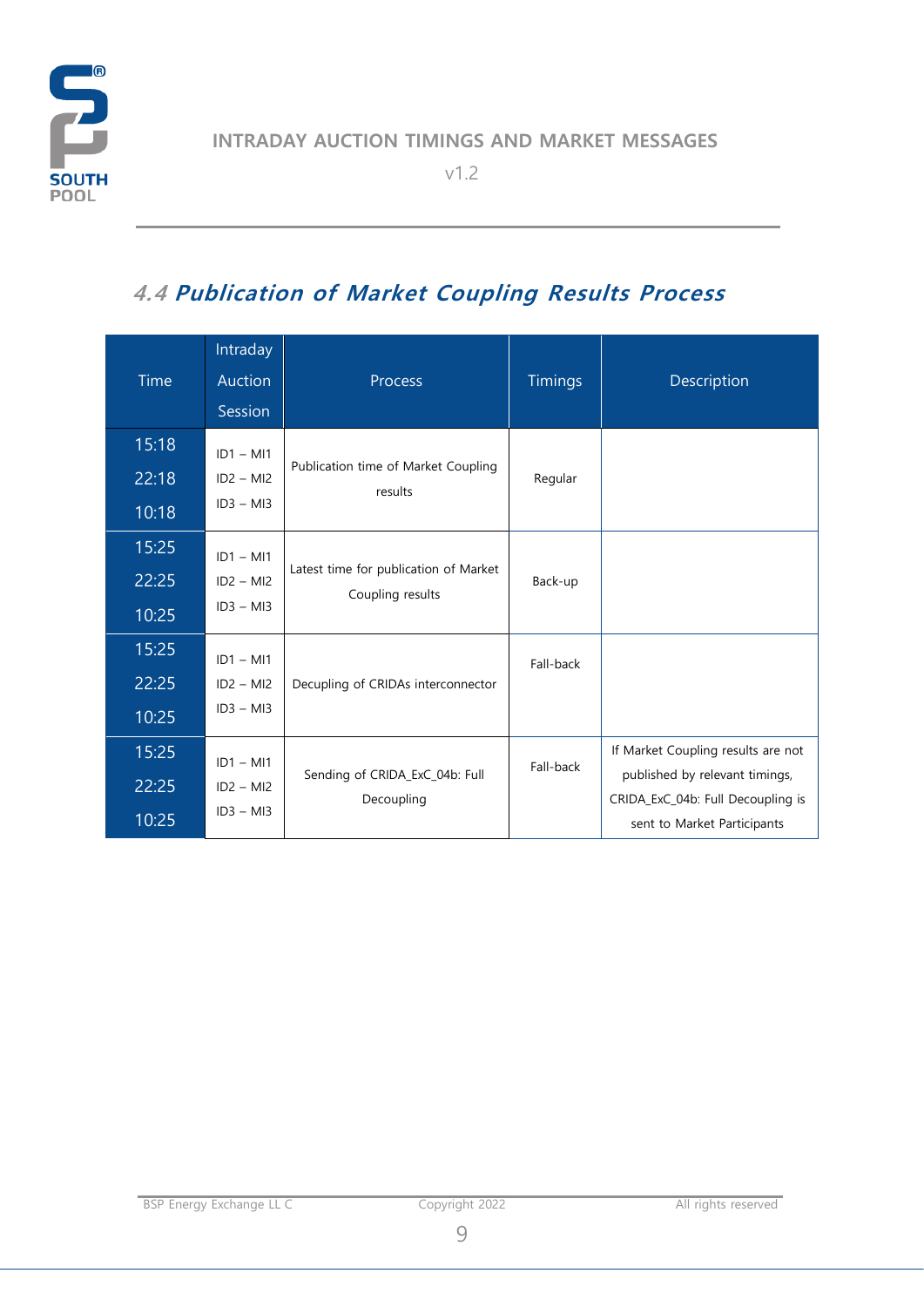## 4.4 Publication of Market Coupling Results Process

| Time | Intraday Auction Session | Process | Timings | Description |
|---|---|---|---|---|
| 15:18<br>22:18<br>10:18 | ID1 – MI1<br>ID2 – MI2<br>ID3 – MI3 | Publication time of Market Coupling results | Regular | |
| 15:25<br>22:25<br>10:25 | ID1 – MI1<br>ID2 – MI2<br>ID3 – MI3 | Latest time for publication of Market Coupling results | Back-up | |
| 15:25<br>22:25<br>10:25 | ID1 – MI1<br>ID2 – MI2<br>ID3 – MI3 | Decupling of CRIDAs interconnector | Fall-back | |
| 15:25<br>22:25<br>10:25 | ID1 – MI1<br>ID2 – MI2<br>ID3 – MI3 | Sending of CRIDA_ExC_04b: Full Decoupling | Fall-back | If Market Coupling results are not published by relevant timings, CRIDA_ExC_04b: Full Decoupling is sent to Market Participants |